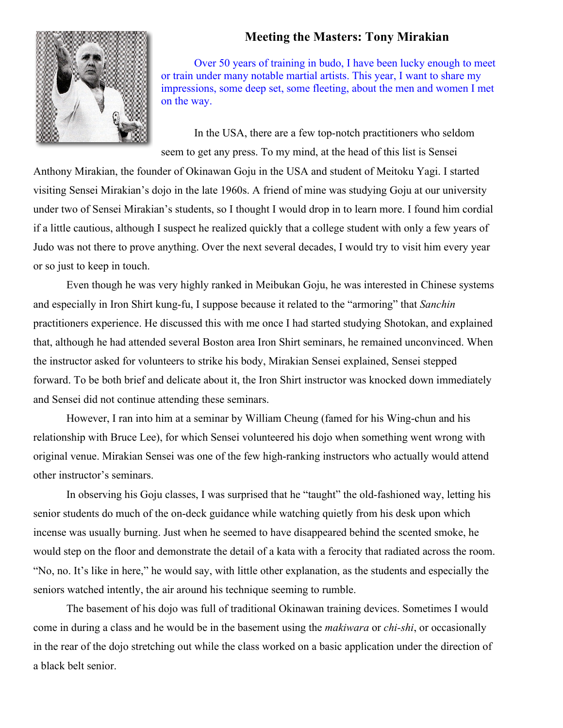# Meeting the Masters: Tony Mirakian

Over 50 years of training in budo, I have been lucky enough to meet or train under many notable martial artists. This year, I want to share my impressions, some deep set, some fleeting, about the men and women I met on the way.

In the USA, there are a few top-notch practitioners who seldom seem to get any press. To my mind, at the head of this list is Sensei Anthony Mirakian, the founder of Okinawan Goju in the USA and student of Meitoku Yagi. I started visiting Sensei Mirakian's dojo in the late 1960s. A friend of mine was studying Goju at our university under two of Sensei Mirakian's students, so I thought I would drop in to learn more. I found him cordial if a little cautious, although I suspect he realized quickly that a college student with only a few years of Judo was not there to prove anything. Over the next several decades, I would try to visit him every year or so just to keep in touch.

Even though he was very highly ranked in Meibukan Goju, he was interested in Chinese systems and especially in Iron Shirt kung-fu, I suppose because it related to the "armoring" that *Sanchin* practitioners experience. He discussed this with me once I had started studying Shotokan, and explained that, although he had attended several Boston area Iron Shirt seminars, he remained unconvinced. When the instructor asked for volunteers to strike his body, Mirakian Sensei explained, Sensei stepped forward. To be both brief and delicate about it, the Iron Shirt instructor was knocked down immediately and Sensei did not continue attending these seminars.

However, I ran into him at a seminar by William Cheung (famed for his Wing-chun and his relationship with Bruce Lee), for which Sensei volunteered his dojo when something went wrong with original venue. Mirakian Sensei was one of the few high-ranking instructors who actually would attend other instructor's seminars.

In observing his Goju classes, I was surprised that he "taught" the old-fashioned way, letting his senior students do much of the on-deck guidance while watching quietly from his desk upon which incense was usually burning. Just when he seemed to have disappeared behind the scented smoke, he would step on the floor and demonstrate the detail of a kata with a ferocity that radiated across the room. "No, no. It's like in here," he would say, with little other explanation, as the students and especially the seniors watched intently, the air around his technique seeming to rumble.

The basement of his dojo was full of traditional Okinawan training devices. Sometimes I would come in during a class and he would be in the basement using the *makiwara* or *chi-shi*, or occasionally in the rear of the dojo stretching out while the class worked on a basic application under the direction of a black belt senior.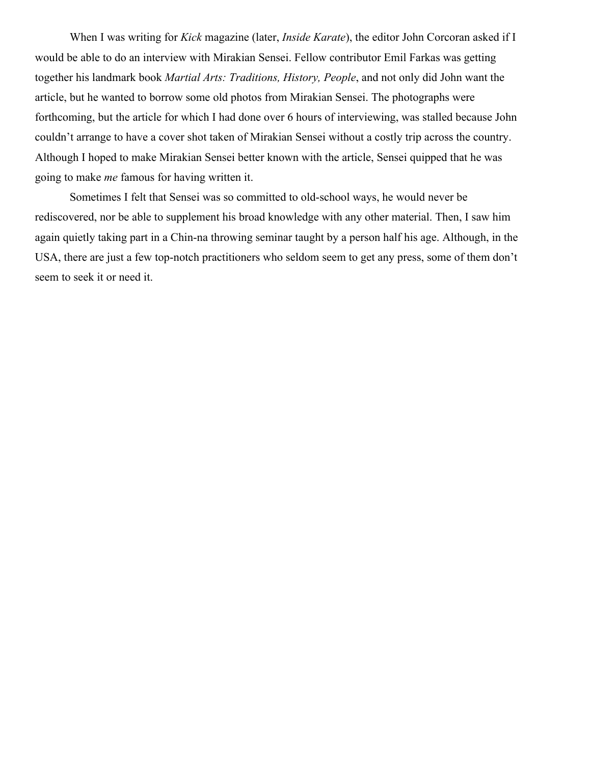When I was writing for *Kick* magazine (later, *Inside Karate*), the editor John Corcoran asked if I would be able to do an interview with Mirakian Sensei. Fellow contributor Emil Farkas was getting together his landmark book *Martial Arts: Traditions, History, People*, and not only did John want the article, but he wanted to borrow some old photos from Mirakian Sensei. The photographs were forthcoming, but the article for which I had done over 6 hours of interviewing, was stalled because John couldn't arrange to have a cover shot taken of Mirakian Sensei without a costly trip across the country. Although I hoped to make Mirakian Sensei better known with the article, Sensei quipped that he was going to make *me* famous for having written it.

Sometimes I felt that Sensei was so committed to old-school ways, he would never be rediscovered, nor be able to supplement his broad knowledge with any other material. Then, I saw him again quietly taking part in a Chin-na throwing seminar taught by a person half his age. Although, in the USA, there are just a few top-notch practitioners who seldom seem to get any press, some of them don't seem to seek it or need it.